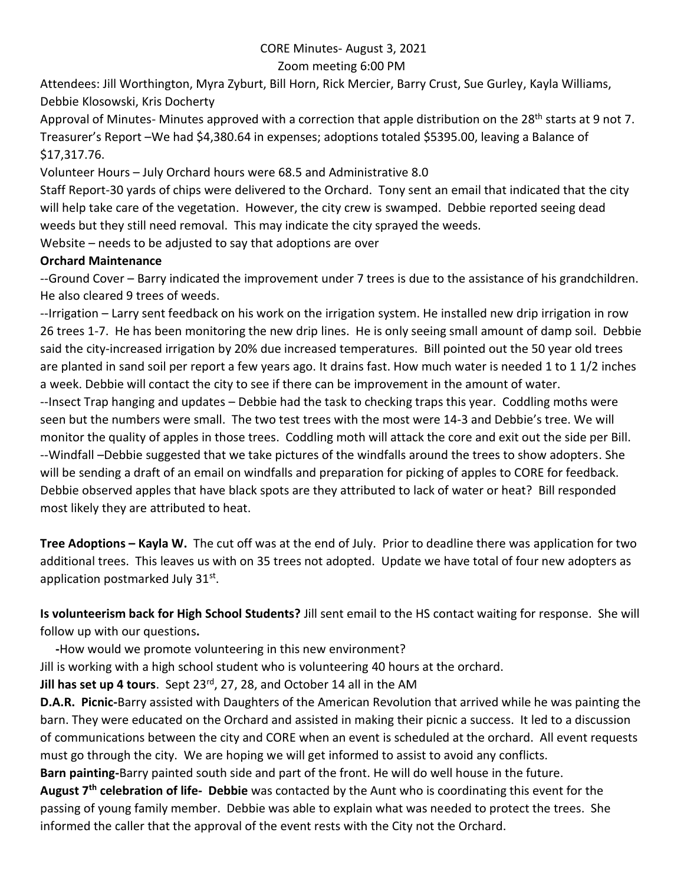CORE Minutes- August 3, 2021

Zoom meeting 6:00 PM

Attendees: Jill Worthington, Myra Zyburt, Bill Horn, Rick Mercier, Barry Crust, Sue Gurley, Kayla Williams, Debbie Klosowski, Kris Docherty

Approval of Minutes- Minutes approved with a correction that apple distribution on the 28th starts at 9 not 7.

Treasurer's Report –We had $4,380.64 in expenses; adoptions totaled $5395.00, leaving a Balance of $17,317.76.

Volunteer Hours – July Orchard hours were 68.5 and Administrative 8.0

Staff Report-30 yards of chips were delivered to the Orchard. Tony sent an email that indicated that the city will help take care of the vegetation. However, the city crew is swamped. Debbie reported seeing dead weeds but they still need removal. This may indicate the city sprayed the weeds.

Website – needs to be adjusted to say that adoptions are over

**Orchard Maintenance**

--Ground Cover – Barry indicated the improvement under 7 trees is due to the assistance of his grandchildren. He also cleared 9 trees of weeds.

--Irrigation – Larry sent feedback on his work on the irrigation system. He installed new drip irrigation in row 26 trees 1-7. He has been monitoring the new drip lines. He is only seeing small amount of damp soil. Debbie said the city-increased irrigation by 20% due increased temperatures. Bill pointed out the 50 year old trees are planted in sand soil per report a few years ago. It drains fast. How much water is needed 1 to 1 1/2 inches a week. Debbie will contact the city to see if there can be improvement in the amount of water.

--Insect Trap hanging and updates – Debbie had the task to checking traps this year. Coddling moths were seen but the numbers were small. The two test trees with the most were 14-3 and Debbie's tree. We will monitor the quality of apples in those trees. Coddling moth will attack the core and exit out the side per Bill.

--Windfall –Debbie suggested that we take pictures of the windfalls around the trees to show adopters. She will be sending a draft of an email on windfalls and preparation for picking of apples to CORE for feedback. Debbie observed apples that have black spots are they attributed to lack of water or heat? Bill responded most likely they are attributed to heat.

**Tree Adoptions – Kayla W.** The cut off was at the end of July. Prior to deadline there was application for two additional trees. This leaves us with on 35 trees not adopted. Update we have total of four new adopters as application postmarked July 31st.

**Is volunteerism back for High School Students?** Jill sent email to the HS contact waiting for response. She will follow up with our questions**.**

**-**How would we promote volunteering in this new environment?

Jill is working with a high school student who is volunteering 40 hours at the orchard.

**Jill has set up 4 tours**. Sept 23rd, 27, 28, and October 14 all in the AM

**D.A.R. Picnic-**Barry assisted with Daughters of the American Revolution that arrived while he was painting the barn. They were educated on the Orchard and assisted in making their picnic a success. It led to a discussion of communications between the city and CORE when an event is scheduled at the orchard. All event requests must go through the city. We are hoping we will get informed to assist to avoid any conflicts.

**Barn painting-**Barry painted south side and part of the front. He will do well house in the future.

**August 7th celebration of life- Debbie** was contacted by the Aunt who is coordinating this event for the passing of young family member. Debbie was able to explain what was needed to protect the trees. She informed the caller that the approval of the event rests with the City not the Orchard.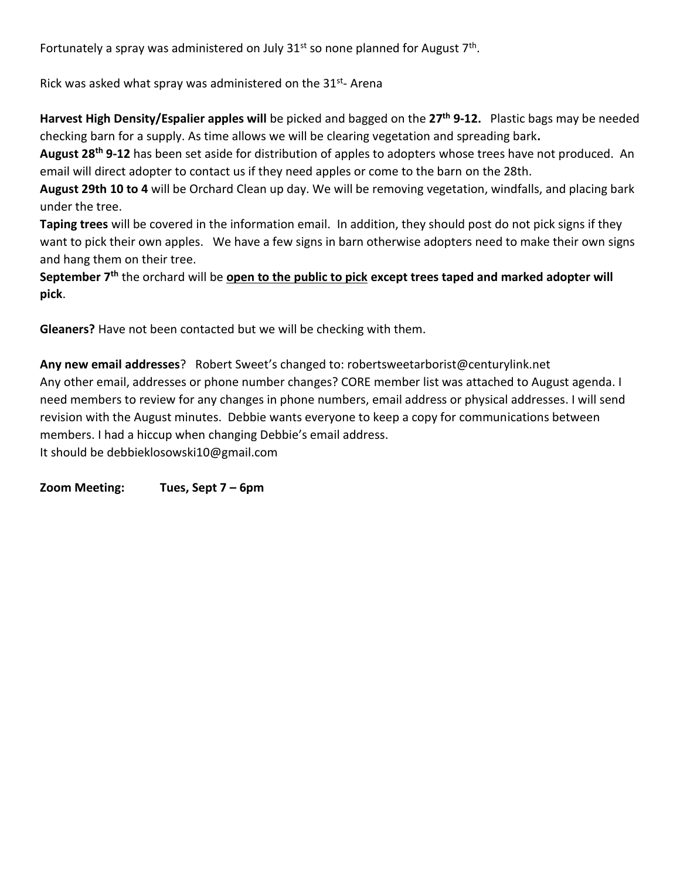Fortunately a spray was administered on July 31st so none planned for August 7th.

Rick was asked what spray was administered on the 31st- Arena

**Harvest High Density/Espalier apples will** be picked and bagged on the **27th 9-12.** Plastic bags may be needed checking barn for a supply. As time allows we will be clearing vegetation and spreading bark**.**
**August 28th 9-12** has been set aside for distribution of apples to adopters whose trees have not produced. An email will direct adopter to contact us if they need apples or come to the barn on the 28th.
**August 29th 10 to 4** will be Orchard Clean up day. We will be removing vegetation, windfalls, and placing bark under the tree.
**Taping trees** will be covered in the information email. In addition, they should post do not pick signs if they want to pick their own apples. We have a few signs in barn otherwise adopters need to make their own signs and hang them on their tree.
**September 7th** the orchard will be **open to the public to pick except trees taped and marked adopter will pick**.

**Gleaners?** Have not been contacted but we will be checking with them.

**Any new email addresses**? Robert Sweet's changed to: robertsweetarborist@centurylink.net
Any other email, addresses or phone number changes? CORE member list was attached to August agenda. I need members to review for any changes in phone numbers, email address or physical addresses. I will send revision with the August minutes. Debbie wants everyone to keep a copy for communications between members. I had a hiccup when changing Debbie's email address.
It should be debbieklosowski10@gmail.com

**Zoom Meeting: Tues, Sept 7 – 6pm**